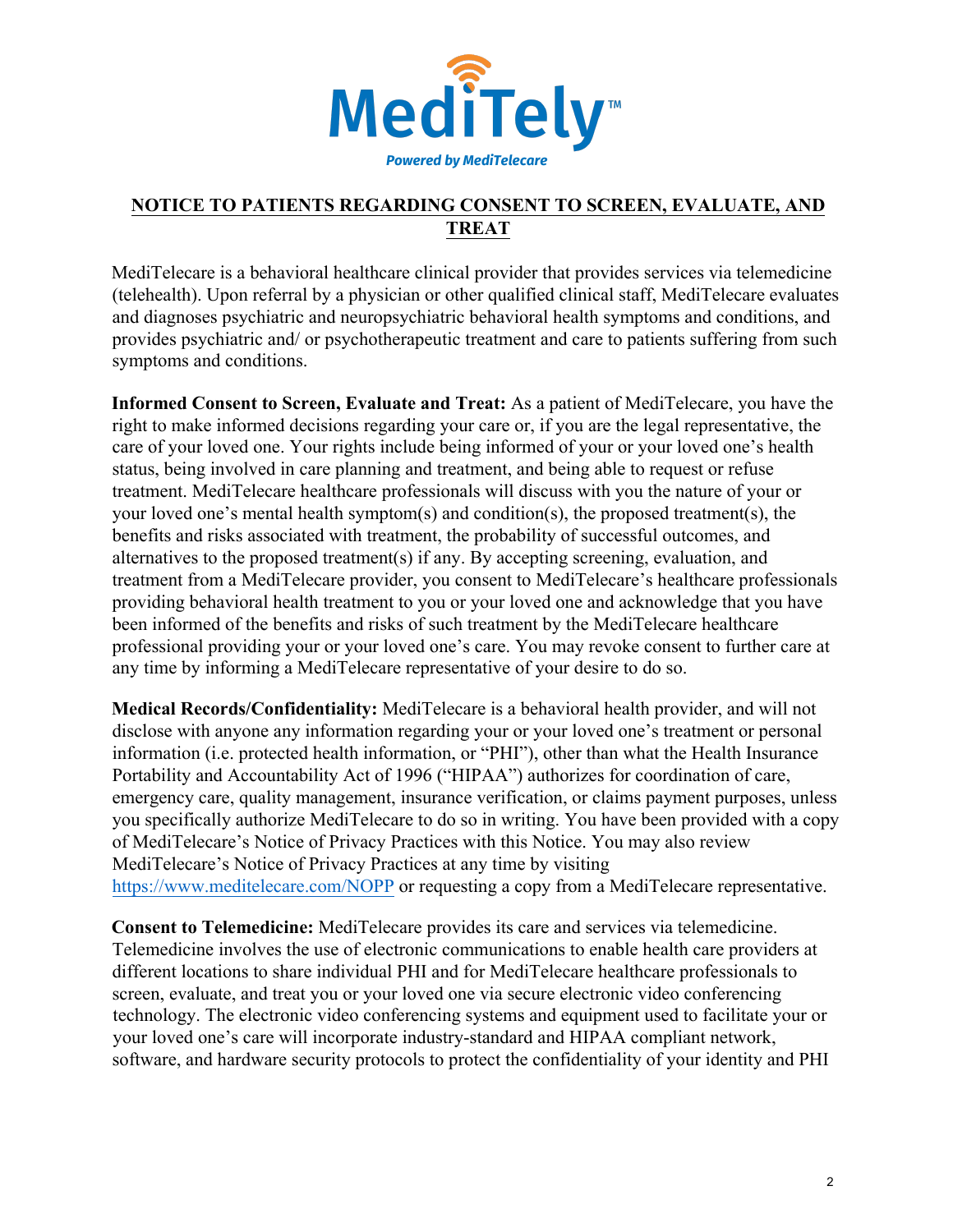MediTely™

*Powered by MediTelecare*

# NOTICE TO PATIENTS REGARDING CONSENT TO SCREEN, EVALUATE, AND TREAT

MediTelecare is a behavioral healthcare clinical provider that provides services via telemedicine (telehealth). Upon referral by a physician or other qualified clinical staff, MediTelecare evaluates and diagnoses psychiatric and neuropsychiatric behavioral health symptoms and conditions, and provides psychiatric and/ or psychotherapeutic treatment and care to patients suffering from such symptoms and conditions.

**Informed Consent to Screen, Evaluate and Treat:** As a patient of MediTelecare, you have the right to make informed decisions regarding your care or, if you are the legal representative, the care of your loved one. Your rights include being informed of your or your loved one's health status, being involved in care planning and treatment, and being able to request or refuse treatment. MediTelecare healthcare professionals will discuss with you the nature of your or your loved one's mental health symptom(s) and condition(s), the proposed treatment(s), the benefits and risks associated with treatment, the probability of successful outcomes, and alternatives to the proposed treatment(s) if any. By accepting screening, evaluation, and treatment from a MediTelecare provider, you consent to MediTelecare's healthcare professionals providing behavioral health treatment to you or your loved one and acknowledge that you have been informed of the benefits and risks of such treatment by the MediTelecare healthcare professional providing your or your loved one's care. You may revoke consent to further care at any time by informing a MediTelecare representative of your desire to do so.

**Medical Records/Confidentiality:** MediTelecare is a behavioral health provider, and will not disclose with anyone any information regarding your or your loved one's treatment or personal information (i.e. protected health information, or "PHI"), other than what the Health Insurance Portability and Accountability Act of 1996 ("HIPAA") authorizes for coordination of care, emergency care, quality management, insurance verification, or claims payment purposes, unless you specifically authorize MediTelecare to do so in writing. You have been provided with a copy of MediTelecare's Notice of Privacy Practices with this Notice. You may also review MediTelecare's Notice of Privacy Practices at any time by visiting https://www.meditelecare.com/NOPP or requesting a copy from a MediTelecare representative.

**Consent to Telemedicine:** MediTelecare provides its care and services via telemedicine. Telemedicine involves the use of electronic communications to enable health care providers at different locations to share individual PHI and for MediTelecare healthcare professionals to screen, evaluate, and treat you or your loved one via secure electronic video conferencing technology. The electronic video conferencing systems and equipment used to facilitate your or your loved one's care will incorporate industry-standard and HIPAA compliant network, software, and hardware security protocols to protect the confidentiality of your identity and PHI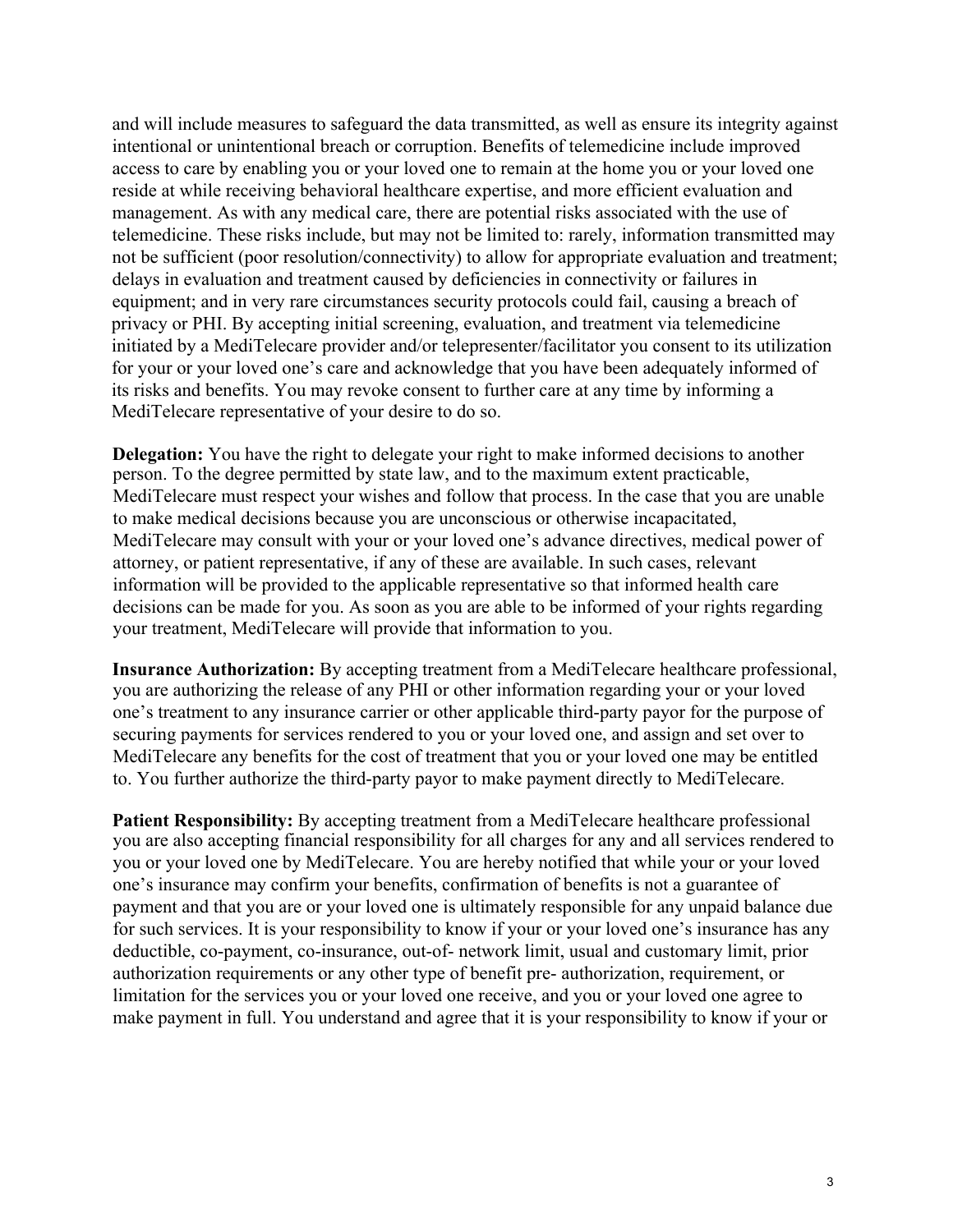and will include measures to safeguard the data transmitted, as well as ensure its integrity against intentional or unintentional breach or corruption. Benefits of telemedicine include improved access to care by enabling you or your loved one to remain at the home you or your loved one reside at while receiving behavioral healthcare expertise, and more efficient evaluation and management. As with any medical care, there are potential risks associated with the use of telemedicine. These risks include, but may not be limited to: rarely, information transmitted may not be sufficient (poor resolution/connectivity) to allow for appropriate evaluation and treatment; delays in evaluation and treatment caused by deficiencies in connectivity or failures in equipment; and in very rare circumstances security protocols could fail, causing a breach of privacy or PHI. By accepting initial screening, evaluation, and treatment via telemedicine initiated by a MediTelecare provider and/or telepresenter/facilitator you consent to its utilization for your or your loved one's care and acknowledge that you have been adequately informed of its risks and benefits. You may revoke consent to further care at any time by informing a MediTelecare representative of your desire to do so.

**Delegation:** You have the right to delegate your right to make informed decisions to another person. To the degree permitted by state law, and to the maximum extent practicable, MediTelecare must respect your wishes and follow that process. In the case that you are unable to make medical decisions because you are unconscious or otherwise incapacitated, MediTelecare may consult with your or your loved one's advance directives, medical power of attorney, or patient representative, if any of these are available. In such cases, relevant information will be provided to the applicable representative so that informed health care decisions can be made for you. As soon as you are able to be informed of your rights regarding your treatment, MediTelecare will provide that information to you.

**Insurance Authorization:** By accepting treatment from a MediTelecare healthcare professional, you are authorizing the release of any PHI or other information regarding your or your loved one's treatment to any insurance carrier or other applicable third-party payor for the purpose of securing payments for services rendered to you or your loved one, and assign and set over to MediTelecare any benefits for the cost of treatment that you or your loved one may be entitled to. You further authorize the third-party payor to make payment directly to MediTelecare.

**Patient Responsibility:** By accepting treatment from a MediTelecare healthcare professional you are also accepting financial responsibility for all charges for any and all services rendered to you or your loved one by MediTelecare. You are hereby notified that while your or your loved one's insurance may confirm your benefits, confirmation of benefits is not a guarantee of payment and that you are or your loved one is ultimately responsible for any unpaid balance due for such services. It is your responsibility to know if your or your loved one's insurance has any deductible, co-payment, co-insurance, out-of- network limit, usual and customary limit, prior authorization requirements or any other type of benefit pre- authorization, requirement, or limitation for the services you or your loved one receive, and you or your loved one agree to make payment in full. You understand and agree that it is your responsibility to know if your or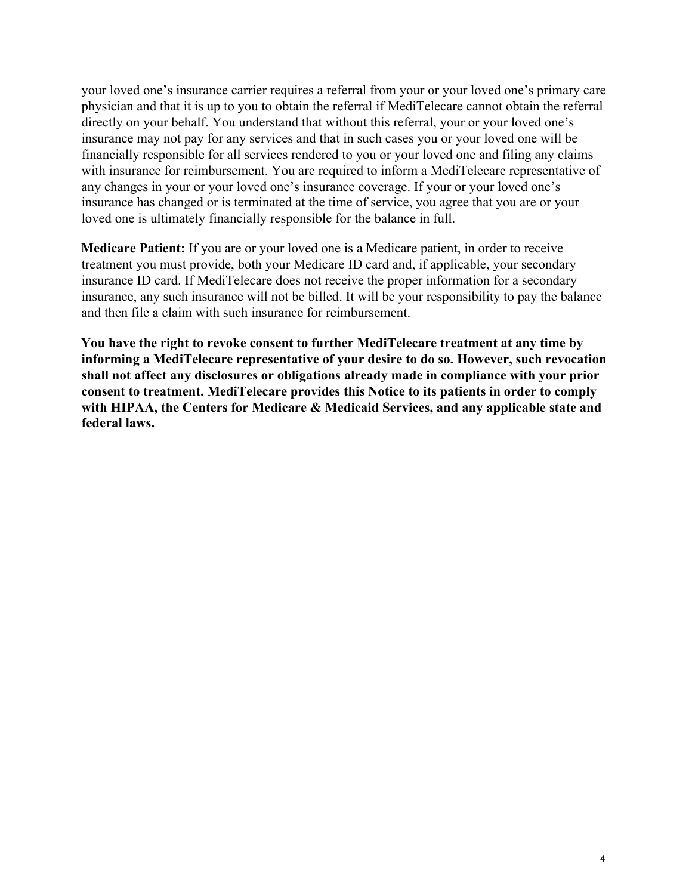your loved one's insurance carrier requires a referral from your or your loved one's primary care physician and that it is up to you to obtain the referral if MediTelecare cannot obtain the referral directly on your behalf. You understand that without this referral, your or your loved one's insurance may not pay for any services and that in such cases you or your loved one will be financially responsible for all services rendered to you or your loved one and filing any claims with insurance for reimbursement. You are required to inform a MediTelecare representative of any changes in your or your loved one's insurance coverage. If your or your loved one's insurance has changed or is terminated at the time of service, you agree that you are or your loved one is ultimately financially responsible for the balance in full.

**Medicare Patient:** If you are or your loved one is a Medicare patient, in order to receive treatment you must provide, both your Medicare ID card and, if applicable, your secondary insurance ID card. If MediTelecare does not receive the proper information for a secondary insurance, any such insurance will not be billed. It will be your responsibility to pay the balance and then file a claim with such insurance for reimbursement.

**You have the right to revoke consent to further MediTelecare treatment at any time by informing a MediTelecare representative of your desire to do so. However, such revocation shall not affect any disclosures or obligations already made in compliance with your prior consent to treatment. MediTelecare provides this Notice to its patients in order to comply with HIPAA, the Centers for Medicare & Medicaid Services, and any applicable state and federal laws.**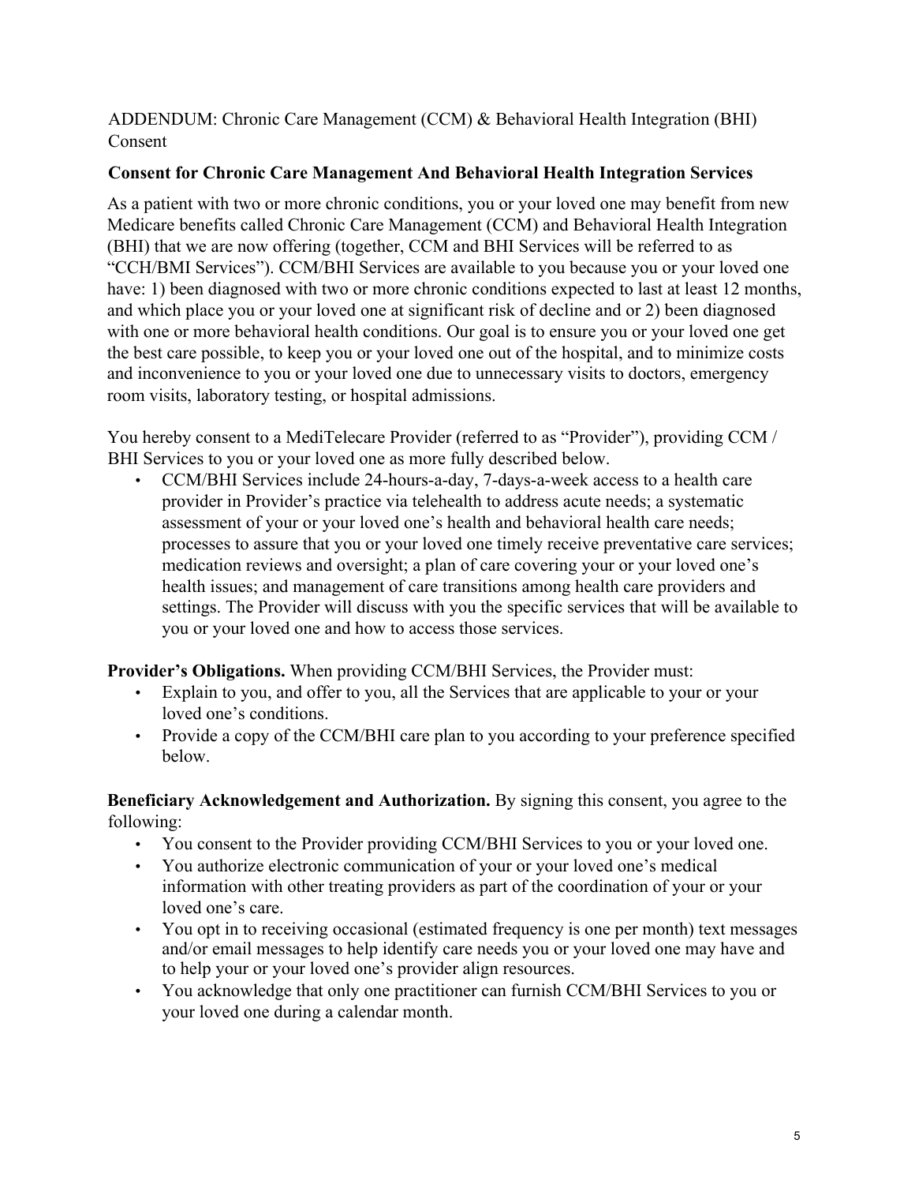ADDENDUM: Chronic Care Management (CCM) & Behavioral Health Integration (BHI) Consent

## Consent for Chronic Care Management And Behavioral Health Integration Services

As a patient with two or more chronic conditions, you or your loved one may benefit from new Medicare benefits called Chronic Care Management (CCM) and Behavioral Health Integration (BHI) that we are now offering (together, CCM and BHI Services will be referred to as "CCH/BMI Services"). CCM/BHI Services are available to you because you or your loved one have: 1) been diagnosed with two or more chronic conditions expected to last at least 12 months, and which place you or your loved one at significant risk of decline and or 2) been diagnosed with one or more behavioral health conditions. Our goal is to ensure you or your loved one get the best care possible, to keep you or your loved one out of the hospital, and to minimize costs and inconvenience to you or your loved one due to unnecessary visits to doctors, emergency room visits, laboratory testing, or hospital admissions.

You hereby consent to a MediTelecare Provider (referred to as "Provider"), providing CCM / BHI Services to you or your loved one as more fully described below.

- CCM/BHI Services include 24-hours-a-day, 7-days-a-week access to a health care provider in Provider's practice via telehealth to address acute needs; a systematic assessment of your or your loved one's health and behavioral health care needs; processes to assure that you or your loved one timely receive preventative care services; medication reviews and oversight; a plan of care covering your or your loved one's health issues; and management of care transitions among health care providers and settings. The Provider will discuss with you the specific services that will be available to you or your loved one and how to access those services.

**Provider's Obligations.** When providing CCM/BHI Services, the Provider must:

- Explain to you, and offer to you, all the Services that are applicable to your or your loved one's conditions.
- Provide a copy of the CCM/BHI care plan to you according to your preference specified below.

**Beneficiary Acknowledgement and Authorization.** By signing this consent, you agree to the following:

- You consent to the Provider providing CCM/BHI Services to you or your loved one.
- You authorize electronic communication of your or your loved one's medical information with other treating providers as part of the coordination of your or your loved one's care.
- You opt in to receiving occasional (estimated frequency is one per month) text messages and/or email messages to help identify care needs you or your loved one may have and to help your or your loved one's provider align resources.
- You acknowledge that only one practitioner can furnish CCM/BHI Services to you or your loved one during a calendar month.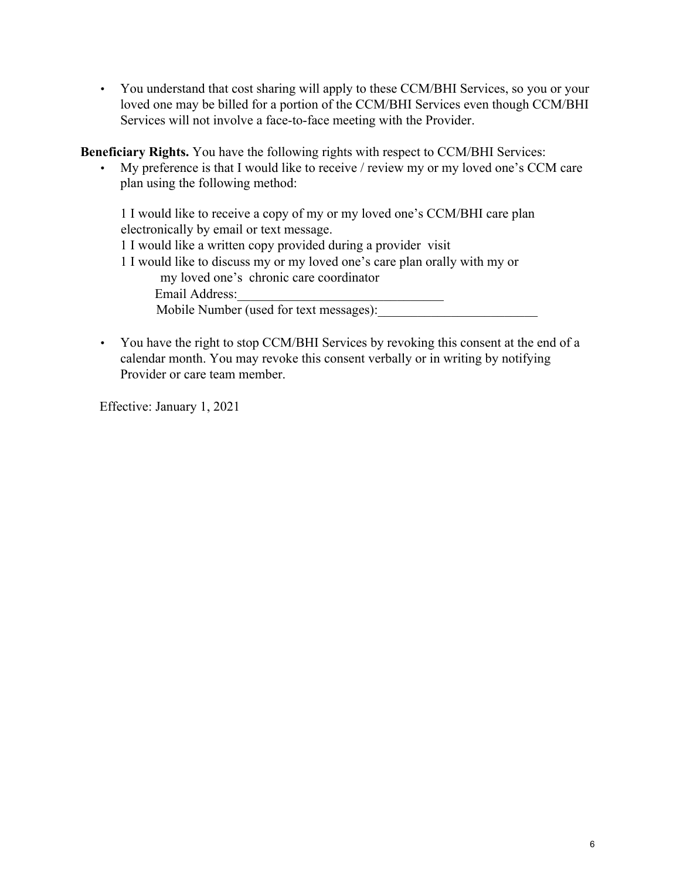- You understand that cost sharing will apply to these CCM/BHI Services, so you or your loved one may be billed for a portion of the CCM/BHI Services even though CCM/BHI Services will not involve a face-to-face meeting with the Provider.

**Beneficiary Rights.** You have the following rights with respect to CCM/BHI Services:

- My preference is that I would like to receive / review my or my loved one's CCM care plan using the following method:

  1 I would like to receive a copy of my or my loved one's CCM/BHI care plan electronically by email or text message.
  1 I would like a written copy provided during a provider visit
  1 I would like to discuss my or my loved one's care plan orally with my or my loved one's chronic care coordinator
  Email Address:_______________________________
  Mobile Number (used for text messages):________________________

- You have the right to stop CCM/BHI Services by revoking this consent at the end of a calendar month. You may revoke this consent verbally or in writing by notifying Provider or care team member.

Effective: January 1, 2021